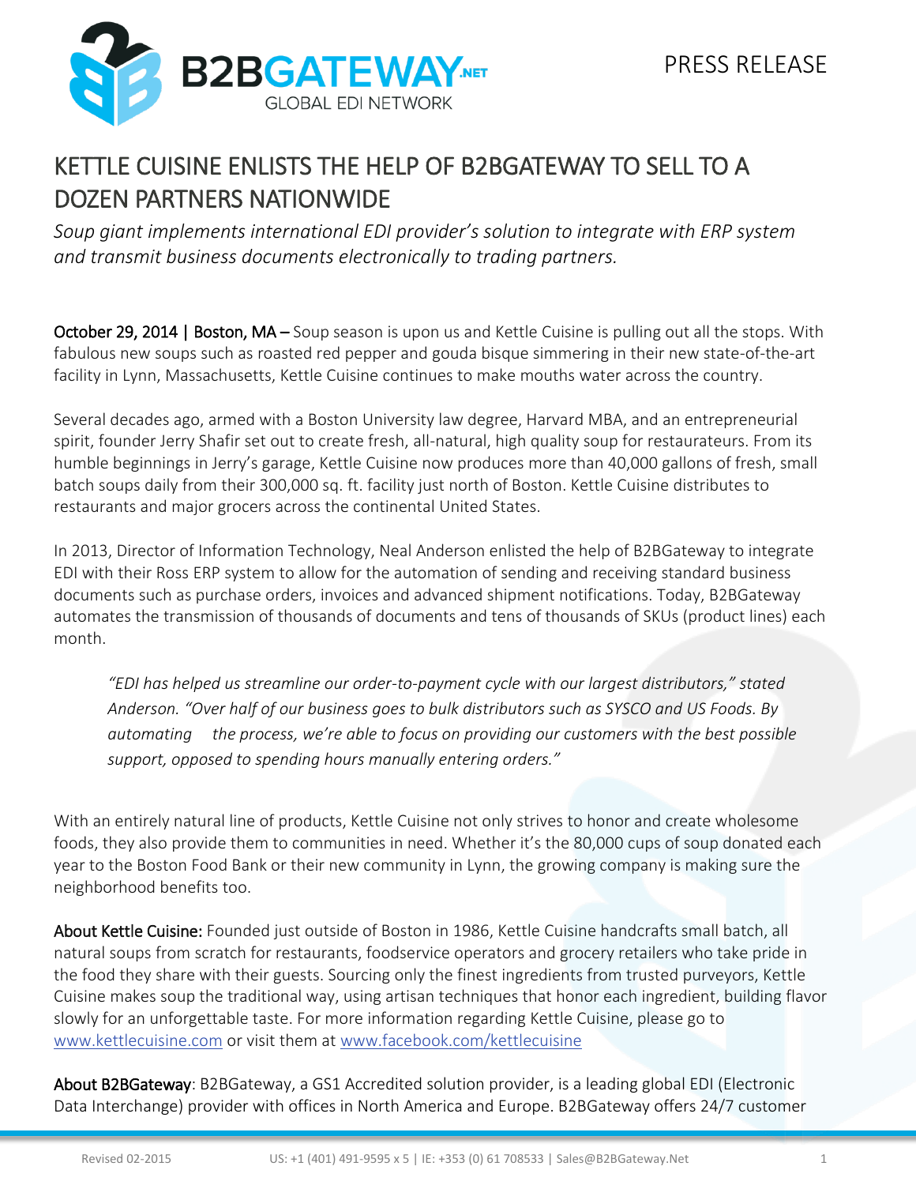PRESS RELEASE

# KETTLE CUISINE ENLISTS THE HELP OF B2BGATEWAY TO SELL TO A DOZEN PARTNERS NATIONWIDE

*Soup giant implements international EDI provider's solution to integrate with ERP system and transmit business documents electronically to trading partners.*

**October 29, 2014 | Boston, MA –** Soup season is upon us and Kettle Cuisine is pulling out all the stops. With fabulous new soups such as roasted red pepper and gouda bisque simmering in their new state-of-the-art facility in Lynn, Massachusetts, Kettle Cuisine continues to make mouths water across the country.

Several decades ago, armed with a Boston University law degree, Harvard MBA, and an entrepreneurial spirit, founder Jerry Shafir set out to create fresh, all-natural, high quality soup for restaurateurs. From its humble beginnings in Jerry's garage, Kettle Cuisine now produces more than 40,000 gallons of fresh, small batch soups daily from their 300,000 sq. ft. facility just north of Boston. Kettle Cuisine distributes to restaurants and major grocers across the continental United States.

In 2013, Director of Information Technology, Neal Anderson enlisted the help of B2BGateway to integrate EDI with their Ross ERP system to allow for the automation of sending and receiving standard business documents such as purchase orders, invoices and advanced shipment notifications. Today, B2BGateway automates the transmission of thousands of documents and tens of thousands of SKUs (product lines) each month.

> *"EDI has helped us streamline our order-to-payment cycle with our largest distributors," stated Anderson. "Over half of our business goes to bulk distributors such as SYSCO and US Foods. By automating the process, we're able to focus on providing our customers with the best possible support, opposed to spending hours manually entering orders."*

With an entirely natural line of products, Kettle Cuisine not only strives to honor and create wholesome foods, they also provide them to communities in need. Whether it's the 80,000 cups of soup donated each year to the Boston Food Bank or their new community in Lynn, the growing company is making sure the neighborhood benefits too.

**About Kettle Cuisine:** Founded just outside of Boston in 1986, Kettle Cuisine handcrafts small batch, all natural soups from scratch for restaurants, foodservice operators and grocery retailers who take pride in the food they share with their guests. Sourcing only the finest ingredients from trusted purveyors, Kettle Cuisine makes soup the traditional way, using artisan techniques that honor each ingredient, building flavor slowly for an unforgettable taste. For more information regarding Kettle Cuisine, please go to www.kettlecuisine.com or visit them at www.facebook.com/kettlecuisine

**About B2BGateway**: B2BGateway, a GS1 Accredited solution provider, is a leading global EDI (Electronic Data Interchange) provider with offices in North America and Europe. B2BGateway offers 24/7 customer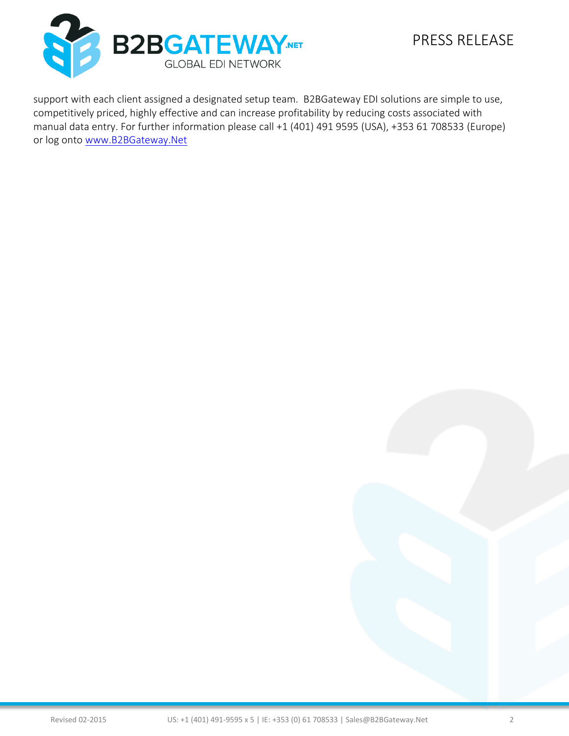support with each client assigned a designated setup team.  B2BGateway EDI solutions are simple to use, competitively priced, highly effective and can increase profitability by reducing costs associated with manual data entry. For further information please call +1 (401) 491 9595 (USA), +353 61 708533 (Europe) or log onto [www.B2BGateway.Net](http://www.B2BGateway.Net)